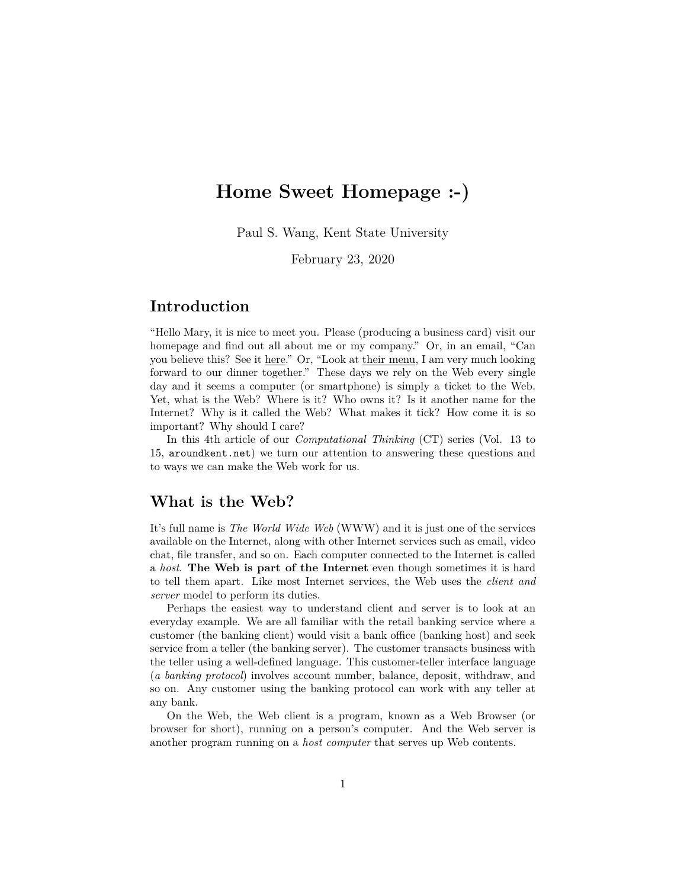# Home Sweet Homepage :-)

Paul S. Wang, Kent State University

February 23, 2020

## Introduction

"Hello Mary, it is nice to meet you. Please (producing a business card) visit our homepage and find out all about me or my company." Or, in an email, "Can you believe this? See it here." Or, "Look at their menu, I am very much looking forward to our dinner together." These days we rely on the Web every single day and it seems a computer (or smartphone) is simply a ticket to the Web. Yet, what is the Web? Where is it? Who owns it? Is it another name for the Internet? Why is it called the Web? What makes it tick? How come it is so important? Why should I care?

In this 4th article of our *Computational Thinking* (CT) series (Vol. 13 to 15, `aroundkent.net`) we turn our attention to answering these questions and to ways we can make the Web work for us.

## What is the Web?

It's full name is *The World Wide Web* (WWW) and it is just one of the services available on the Internet, along with other Internet services such as email, video chat, file transfer, and so on. Each computer connected to the Internet is called a *host*. **The Web is part of the Internet** even though sometimes it is hard to tell them apart. Like most Internet services, the Web uses the *client and server* model to perform its duties.

Perhaps the easiest way to understand client and server is to look at an everyday example. We are all familiar with the retail banking service where a customer (the banking client) would visit a bank office (banking host) and seek service from a teller (the banking server). The customer transacts business with the teller using a well-defined language. This customer-teller interface language (*a banking protocol*) involves account number, balance, deposit, withdraw, and so on. Any customer using the banking protocol can work with any teller at any bank.

On the Web, the Web client is a program, known as a Web Browser (or browser for short), running on a person's computer. And the Web server is another program running on a *host computer* that serves up Web contents.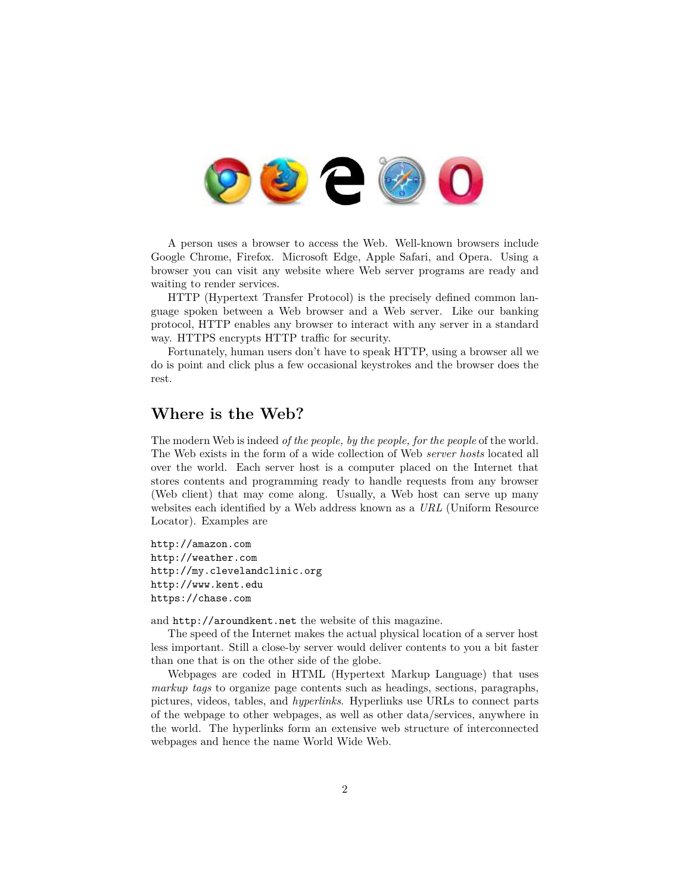A person uses a browser to access the Web. Well-known browsers include Google Chrome, Firefox. Microsoft Edge, Apple Safari, and Opera. Using a browser you can visit any website where Web server programs are ready and waiting to render services.

HTTP (Hypertext Transfer Protocol) is the precisely defined common language spoken between a Web browser and a Web server. Like our banking protocol, HTTP enables any browser to interact with any server in a standard way. HTTPS encrypts HTTP traffic for security.

Fortunately, human users don't have to speak HTTP, using a browser all we do is point and click plus a few occasional keystrokes and the browser does the rest.

## Where is the Web?

The modern Web is indeed *of the people, by the people, for the people* of the world. The Web exists in the form of a wide collection of Web *server hosts* located all over the world. Each server host is a computer placed on the Internet that stores contents and programming ready to handle requests from any browser (Web client) that may come along. Usually, a Web host can serve up many websites each identified by a Web address known as a *URL* (Uniform Resource Locator). Examples are

```
http://amazon.com
http://weather.com
http://my.clevelandclinic.org
http://www.kent.edu
https://chase.com
```

and `http://aroundkent.net` the website of this magazine.

The speed of the Internet makes the actual physical location of a server host less important. Still a close-by server would deliver contents to you a bit faster than one that is on the other side of the globe.

Webpages are coded in HTML (Hypertext Markup Language) that uses *markup tags* to organize page contents such as headings, sections, paragraphs, pictures, videos, tables, and *hyperlinks*. Hyperlinks use URLs to connect parts of the webpage to other webpages, as well as other data/services, anywhere in the world. The hyperlinks form an extensive web structure of interconnected webpages and hence the name World Wide Web.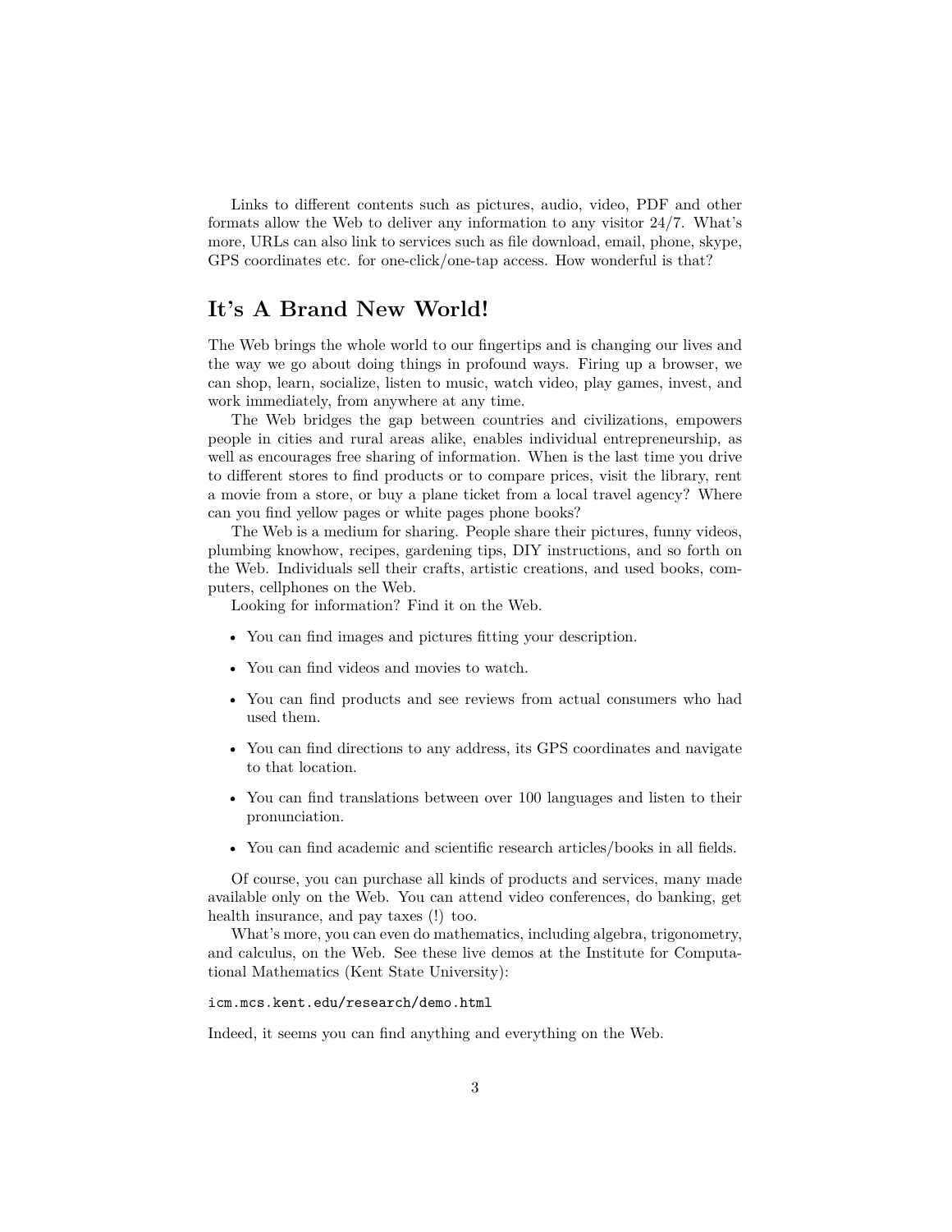Links to different contents such as pictures, audio, video, PDF and other formats allow the Web to deliver any information to any visitor 24/7. What's more, URLs can also link to services such as file download, email, phone, skype, GPS coordinates etc. for one-click/one-tap access. How wonderful is that?

## It's A Brand New World!

The Web brings the whole world to our fingertips and is changing our lives and the way we go about doing things in profound ways. Firing up a browser, we can shop, learn, socialize, listen to music, watch video, play games, invest, and work immediately, from anywhere at any time.

The Web bridges the gap between countries and civilizations, empowers people in cities and rural areas alike, enables individual entrepreneurship, as well as encourages free sharing of information. When is the last time you drive to different stores to find products or to compare prices, visit the library, rent a movie from a store, or buy a plane ticket from a local travel agency? Where can you find yellow pages or white pages phone books?

The Web is a medium for sharing. People share their pictures, funny videos, plumbing knowhow, recipes, gardening tips, DIY instructions, and so forth on the Web. Individuals sell their crafts, artistic creations, and used books, computers, cellphones on the Web.

Looking for information? Find it on the Web.

- You can find images and pictures fitting your description.
- You can find videos and movies to watch.
- You can find products and see reviews from actual consumers who had used them.
- You can find directions to any address, its GPS coordinates and navigate to that location.
- You can find translations between over 100 languages and listen to their pronunciation.
- You can find academic and scientific research articles/books in all fields.

Of course, you can purchase all kinds of products and services, many made available only on the Web. You can attend video conferences, do banking, get health insurance, and pay taxes (!) too.

What's more, you can even do mathematics, including algebra, trigonometry, and calculus, on the Web. See these live demos at the Institute for Computational Mathematics (Kent State University):

`icm.mcs.kent.edu/research/demo.html`

Indeed, it seems you can find anything and everything on the Web.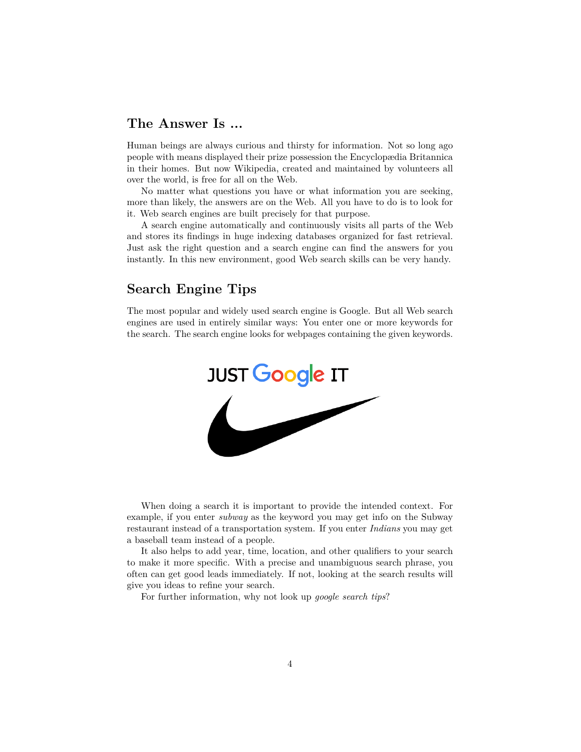## The Answer Is ...

Human beings are always curious and thirsty for information. Not so long ago people with means displayed their prize possession the Encyclopædia Britannica in their homes. But now Wikipedia, created and maintained by volunteers all over the world, is free for all on the Web.

No matter what questions you have or what information you are seeking, more than likely, the answers are on the Web. All you have to do is to look for it. Web search engines are built precisely for that purpose.

A search engine automatically and continuously visits all parts of the Web and stores its findings in huge indexing databases organized for fast retrieval. Just ask the right question and a search engine can find the answers for you instantly. In this new environment, good Web search skills can be very handy.

## Search Engine Tips

The most popular and widely used search engine is Google. But all Web search engines are used in entirely similar ways: You enter one or more keywords for the search. The search engine looks for webpages containing the given keywords.

JUST Google IT

When doing a search it is important to provide the intended context. For example, if you enter *subway* as the keyword you may get info on the Subway restaurant instead of a transportation system. If you enter *Indians* you may get a baseball team instead of a people.

It also helps to add year, time, location, and other qualifiers to your search to make it more specific. With a precise and unambiguous search phrase, you often can get good leads immediately. If not, looking at the search results will give you ideas to refine your search.

For further information, why not look up *google search tips*?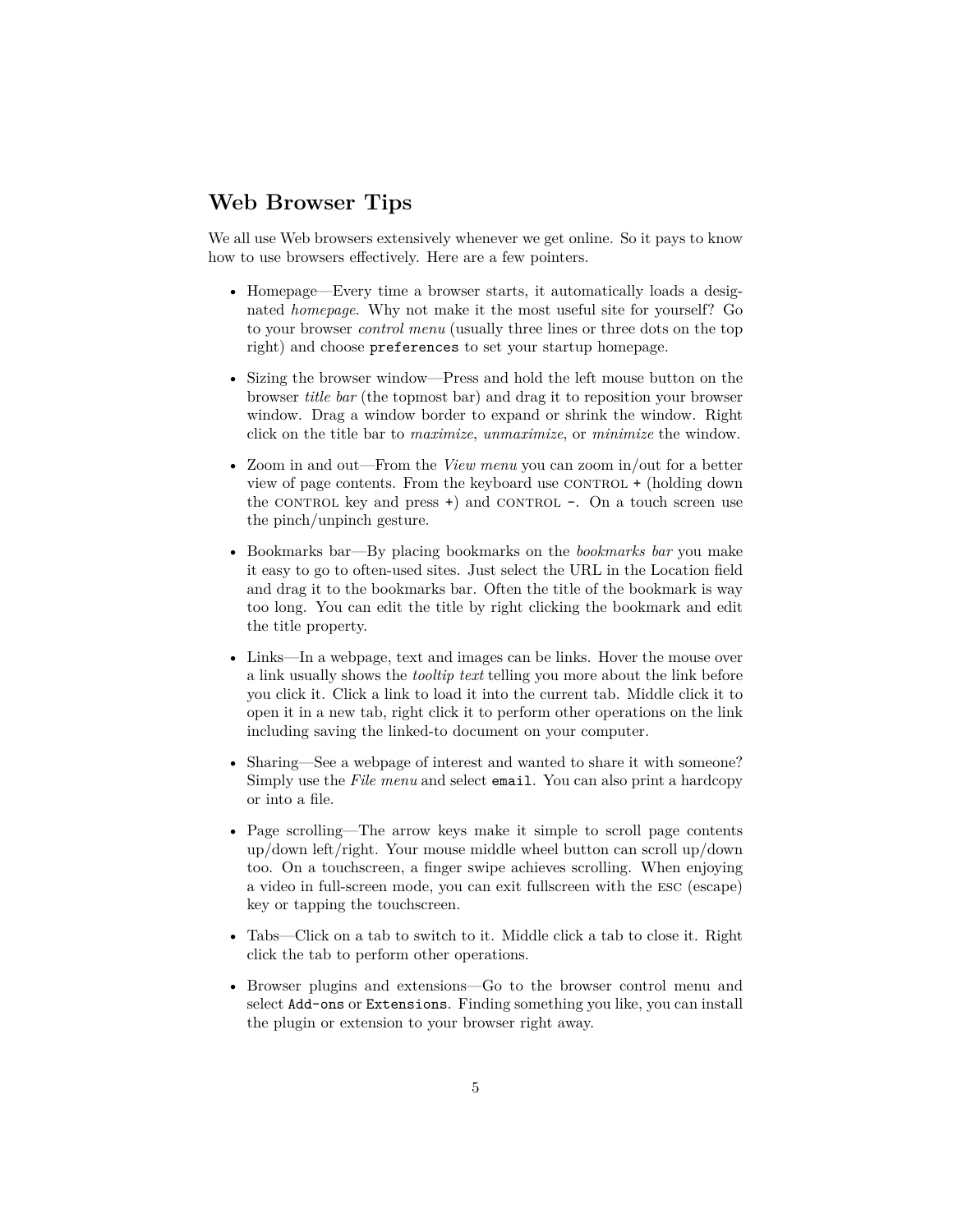## Web Browser Tips

We all use Web browsers extensively whenever we get online. So it pays to know how to use browsers effectively. Here are a few pointers.

- Homepage—Every time a browser starts, it automatically loads a designated *homepage*. Why not make it the most useful site for yourself? Go to your browser *control menu* (usually three lines or three dots on the top right) and choose `preferences` to set your startup homepage.

- Sizing the browser window—Press and hold the left mouse button on the browser *title bar* (the topmost bar) and drag it to reposition your browser window. Drag a window border to expand or shrink the window. Right click on the title bar to *maximize*, *unmaximize*, or *minimize* the window.

- Zoom in and out—From the *View menu* you can zoom in/out for a better view of page contents. From the keyboard use CONTROL `+` (holding down the CONTROL key and press `+`) and CONTROL `-`. On a touch screen use the pinch/unpinch gesture.

- Bookmarks bar—By placing bookmarks on the *bookmarks bar* you make it easy to go to often-used sites. Just select the URL in the Location field and drag it to the bookmarks bar. Often the title of the bookmark is way too long. You can edit the title by right clicking the bookmark and edit the title property.

- Links—In a webpage, text and images can be links. Hover the mouse over a link usually shows the *tooltip text* telling you more about the link before you click it. Click a link to load it into the current tab. Middle click it to open it in a new tab, right click it to perform other operations on the link including saving the linked-to document on your computer.

- Sharing—See a webpage of interest and wanted to share it with someone? Simply use the *File menu* and select `email`. You can also print a hardcopy or into a file.

- Page scrolling—The arrow keys make it simple to scroll page contents up/down left/right. Your mouse middle wheel button can scroll up/down too. On a touchscreen, a finger swipe achieves scrolling. When enjoying a video in full-screen mode, you can exit fullscreen with the ESC (escape) key or tapping the touchscreen.

- Tabs—Click on a tab to switch to it. Middle click a tab to close it. Right click the tab to perform other operations.

- Browser plugins and extensions—Go to the browser control menu and select `Add-ons` or `Extensions`. Finding something you like, you can install the plugin or extension to your browser right away.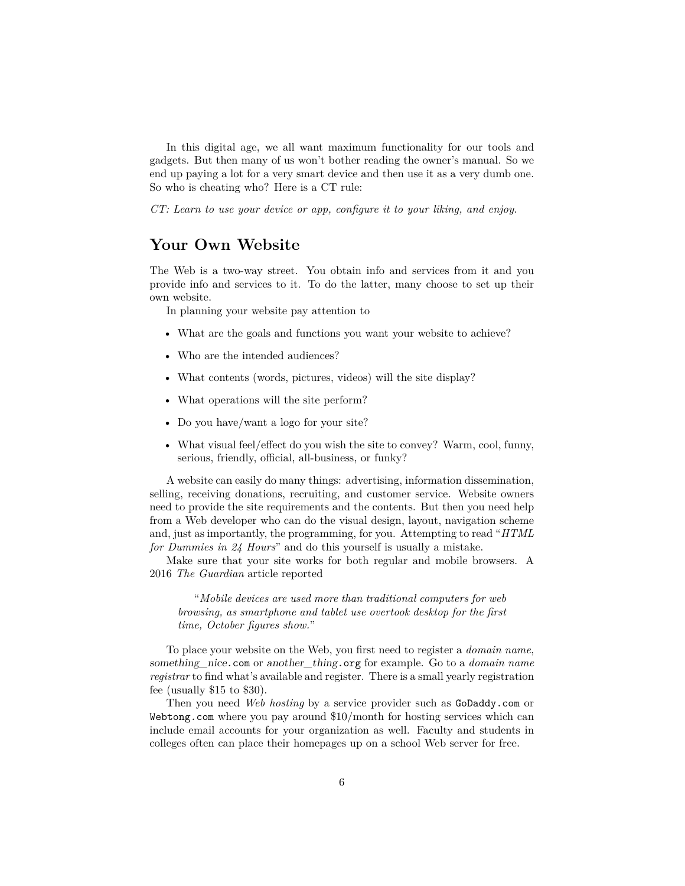In this digital age, we all want maximum functionality for our tools and gadgets. But then many of us won't bother reading the owner's manual. So we end up paying a lot for a very smart device and then use it as a very dumb one. So who is cheating who? Here is a CT rule:

*CT: Learn to use your device or app, configure it to your liking, and enjoy.*

## Your Own Website

The Web is a two-way street. You obtain info and services from it and you provide info and services to it. To do the latter, many choose to set up their own website.

In planning your website pay attention to

- What are the goals and functions you want your website to achieve?
- Who are the intended audiences?
- What contents (words, pictures, videos) will the site display?
- What operations will the site perform?
- Do you have/want a logo for your site?
- What visual feel/effect do you wish the site to convey? Warm, cool, funny, serious, friendly, official, all-business, or funky?

A website can easily do many things: advertising, information dissemination, selling, receiving donations, recruiting, and customer service. Website owners need to provide the site requirements and the contents. But then you need help from a Web developer who can do the visual design, layout, navigation scheme and, just as importantly, the programming, for you. Attempting to read "*HTML for Dummies in 24 Hours*" and do this yourself is usually a mistake.

Make sure that your site works for both regular and mobile browsers. A 2016 *The Guardian* article reported

> "*Mobile devices are used more than traditional computers for web browsing, as smartphone and tablet use overtook desktop for the first time, October figures show.*"

To place your website on the Web, you first need to register a *domain name*, *something_nice*`.com` or *another_thing*`.org` for example. Go to a *domain name registrar* to find what's available and register. There is a small yearly registration fee (usually $15 to $30).

Then you need *Web hosting* by a service provider such as `GoDaddy.com` or `Webtong.com` where you pay around $10/month for hosting services which can include email accounts for your organization as well. Faculty and students in colleges often can place their homepages up on a school Web server for free.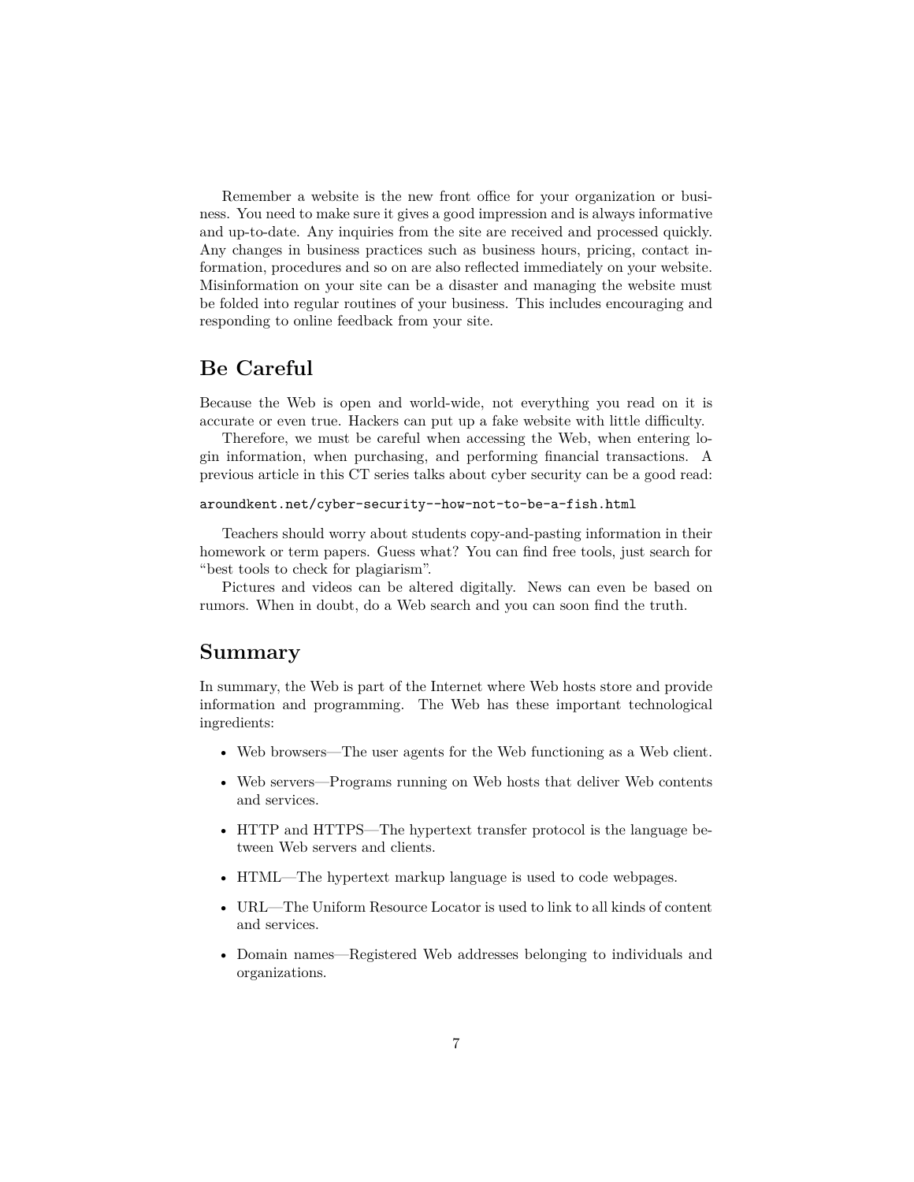Remember a website is the new front office for your organization or business. You need to make sure it gives a good impression and is always informative and up-to-date. Any inquiries from the site are received and processed quickly. Any changes in business practices such as business hours, pricing, contact information, procedures and so on are also reflected immediately on your website. Misinformation on your site can be a disaster and managing the website must be folded into regular routines of your business. This includes encouraging and responding to online feedback from your site.

## Be Careful

Because the Web is open and world-wide, not everything you read on it is accurate or even true. Hackers can put up a fake website with little difficulty.

Therefore, we must be careful when accessing the Web, when entering login information, when purchasing, and performing financial transactions. A previous article in this CT series talks about cyber security can be a good read:

`aroundkent.net/cyber-security--how-not-to-be-a-fish.html`

Teachers should worry about students copy-and-pasting information in their homework or term papers. Guess what? You can find free tools, just search for "best tools to check for plagiarism".

Pictures and videos can be altered digitally. News can even be based on rumors. When in doubt, do a Web search and you can soon find the truth.

## Summary

In summary, the Web is part of the Internet where Web hosts store and provide information and programming. The Web has these important technological ingredients:

- Web browsers—The user agents for the Web functioning as a Web client.
- Web servers—Programs running on Web hosts that deliver Web contents and services.
- HTTP and HTTPS—The hypertext transfer protocol is the language between Web servers and clients.
- HTML—The hypertext markup language is used to code webpages.
- URL—The Uniform Resource Locator is used to link to all kinds of content and services.
- Domain names—Registered Web addresses belonging to individuals and organizations.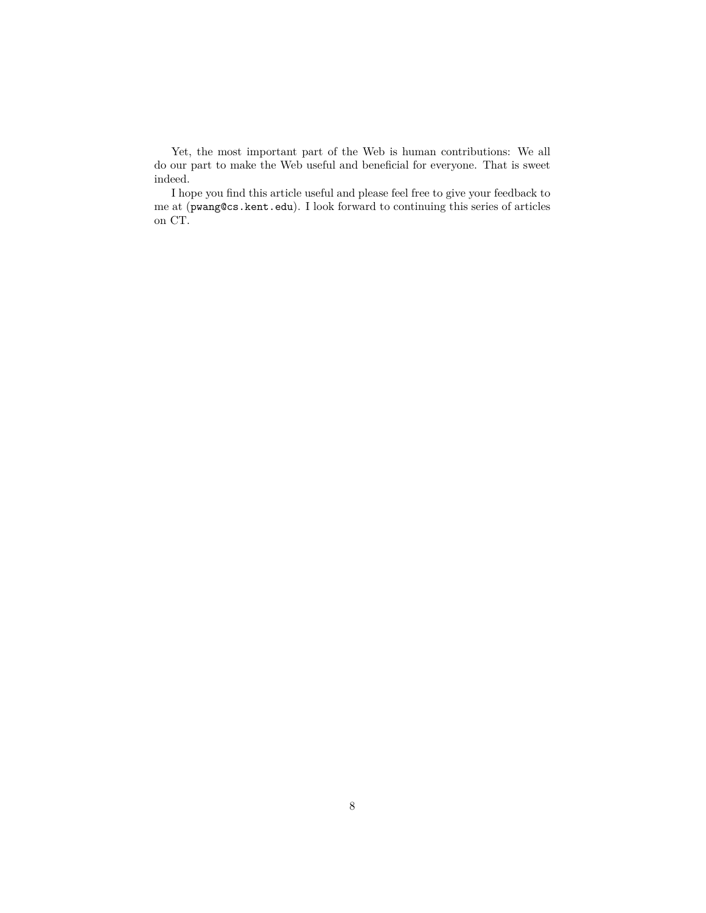Yet, the most important part of the Web is human contributions: We all do our part to make the Web useful and beneficial for everyone. That is sweet indeed.

I hope you find this article useful and please feel free to give your feedback to me at (`pwang@cs.kent.edu`). I look forward to continuing this series of articles on CT.